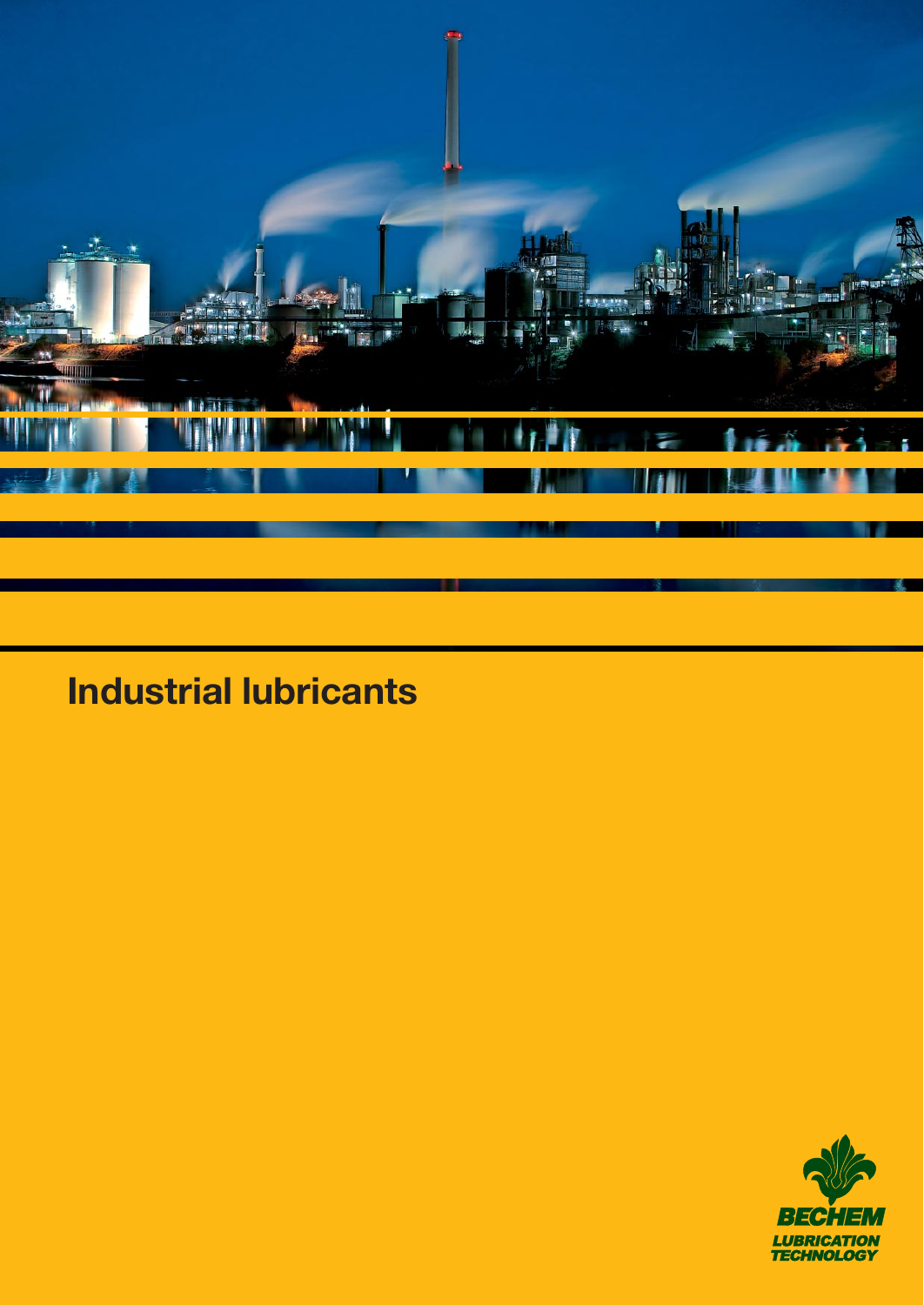# Industrial lubricants

BECHEM

LUBRICATION TECHNOLOGY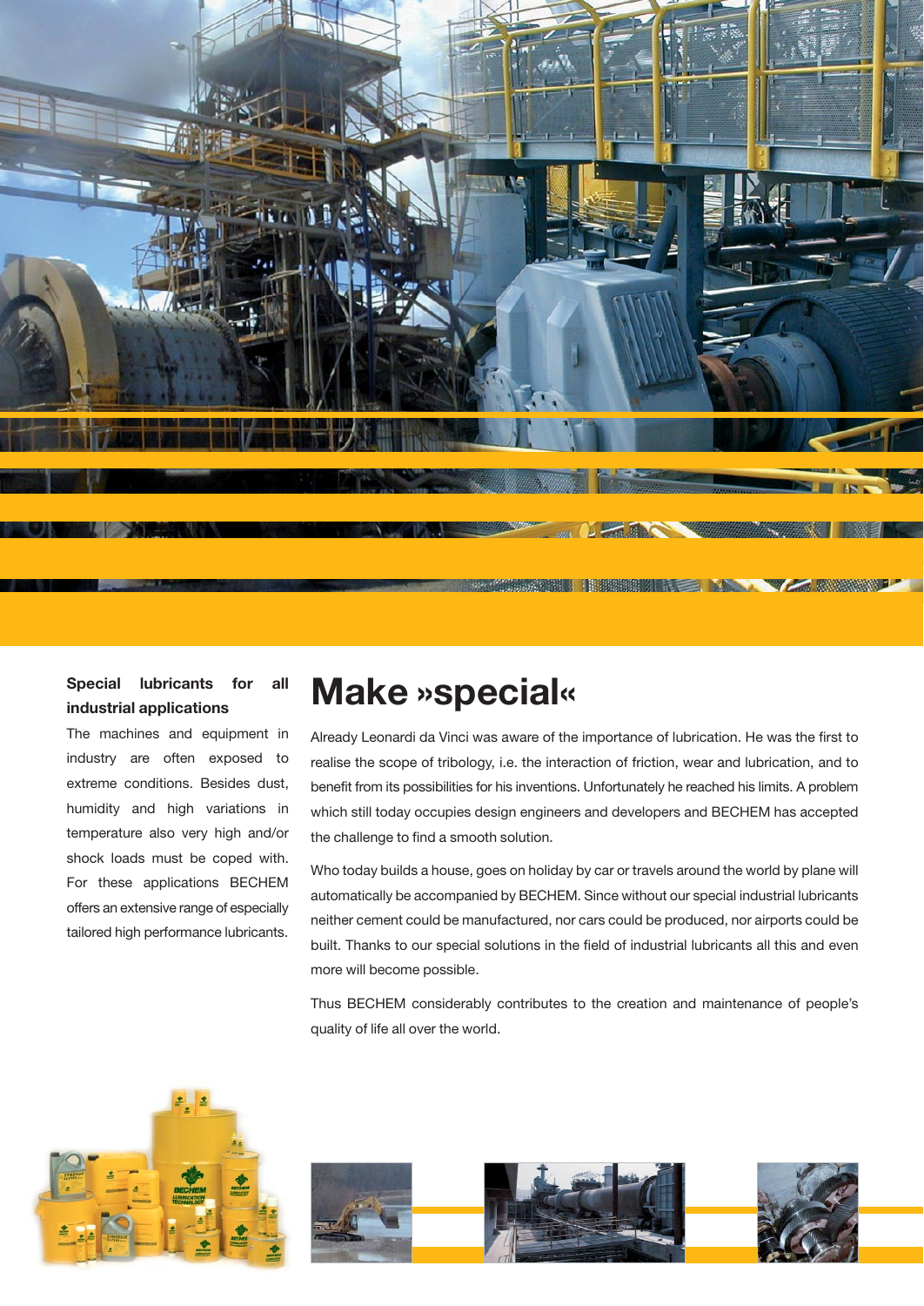**Special lubricants for all industrial applications**

The machines and equipment in industry are often exposed to extreme conditions. Besides dust, humidity and high variations in temperature also very high and/or shock loads must be coped with. For these applications BECHEM offers an extensive range of especially tailored high performance lubricants.

# Make »special«

Already Leonardi da Vinci was aware of the importance of lubrication. He was the first to realise the scope of tribology, i.e. the interaction of friction, wear and lubrication, and to benefit from its possibilities for his inventions. Unfortunately he reached his limits. A problem which still today occupies design engineers and developers and BECHEM has accepted the challenge to find a smooth solution.

Who today builds a house, goes on holiday by car or travels around the world by plane will automatically be accompanied by BECHEM. Since without our special industrial lubricants neither cement could be manufactured, nor cars could be produced, nor airports could be built. Thanks to our special solutions in the field of industrial lubricants all this and even more will become possible.

Thus BECHEM considerably contributes to the creation and maintenance of people's quality of life all over the world.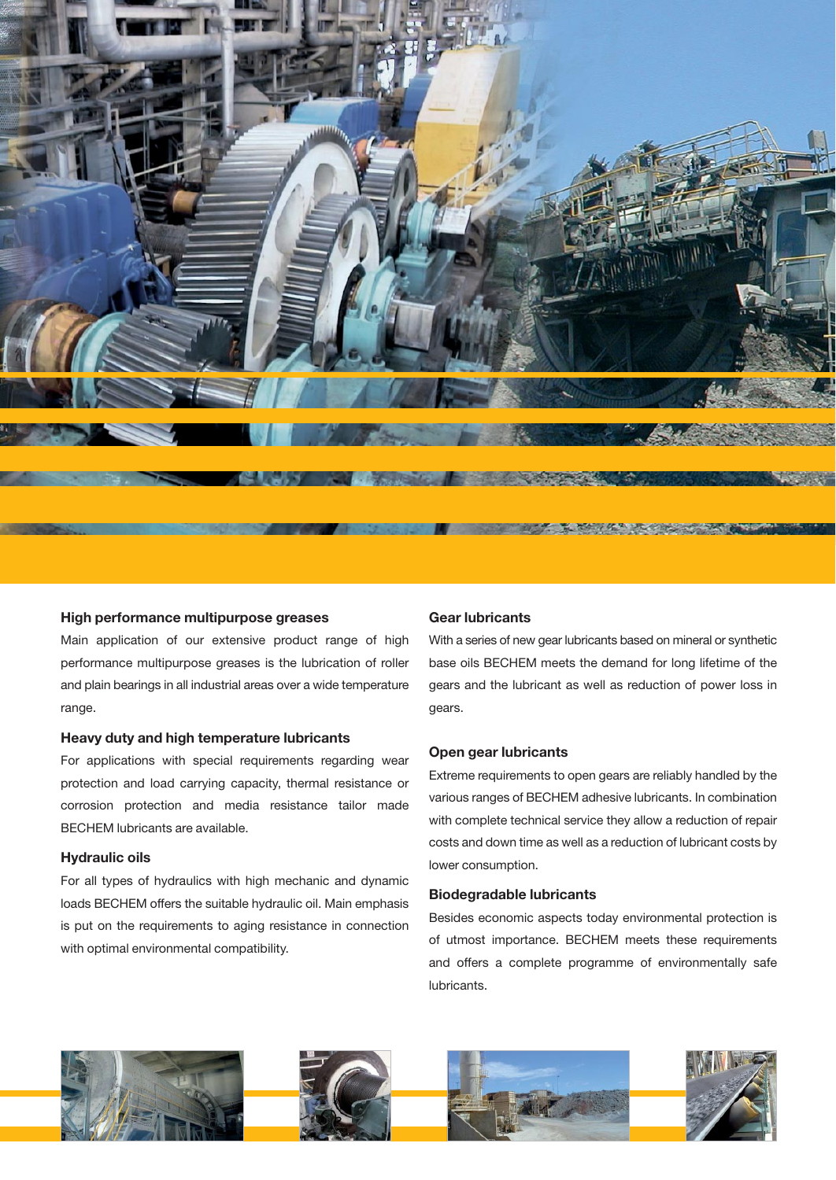### High performance multipurpose greases

Main application of our extensive product range of high performance multipurpose greases is the lubrication of roller and plain bearings in all industrial areas over a wide temperature range.

### Heavy duty and high temperature lubricants

For applications with special requirements regarding wear protection and load carrying capacity, thermal resistance or corrosion protection and media resistance tailor made BECHEM lubricants are available.

### Hydraulic oils

For all types of hydraulics with high mechanic and dynamic loads BECHEM offers the suitable hydraulic oil. Main emphasis is put on the requirements to aging resistance in connection with optimal environmental compatibility.

### Gear lubricants

With a series of new gear lubricants based on mineral or synthetic base oils BECHEM meets the demand for long lifetime of the gears and the lubricant as well as reduction of power loss in gears.

### Open gear lubricants

Extreme requirements to open gears are reliably handled by the various ranges of BECHEM adhesive lubricants. In combination with complete technical service they allow a reduction of repair costs and down time as well as a reduction of lubricant costs by lower consumption.

### Biodegradable lubricants

Besides economic aspects today environmental protection is of utmost importance. BECHEM meets these requirements and offers a complete programme of environmentally safe lubricants.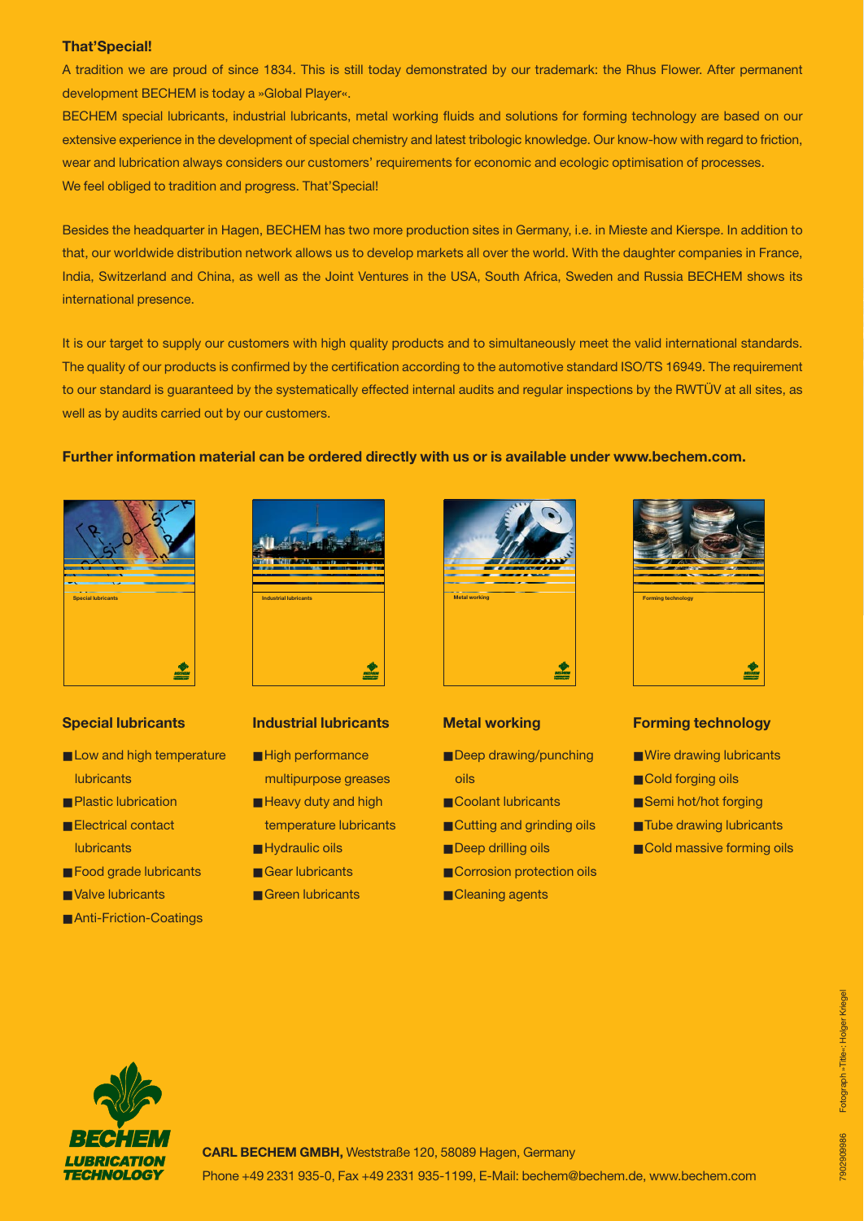## That'Special!

A tradition we are proud of since 1834. This is still today demonstrated by our trademark: the Rhus Flower. After permanent development BECHEM is today a »Global Player«.

BECHEM special lubricants, industrial lubricants, metal working fluids and solutions for forming technology are based on our extensive experience in the development of special chemistry and latest tribologic knowledge. Our know-how with regard to friction, wear and lubrication always considers our customers' requirements for economic and ecologic optimisation of processes. We feel obliged to tradition and progress. That'Special!

Besides the headquarter in Hagen, BECHEM has two more production sites in Germany, i.e. in Mieste and Kierspe. In addition to that, our worldwide distribution network allows us to develop markets all over the world. With the daughter companies in France, India, Switzerland and China, as well as the Joint Ventures in the USA, South Africa, Sweden and Russia BECHEM shows its international presence.

It is our target to supply our customers with high quality products and to simultaneously meet the valid international standards. The quality of our products is confirmed by the certification according to the automotive standard ISO/TS 16949. The requirement to our standard is guaranteed by the systematically effected internal audits and regular inspections by the RWTÜV at all sites, as well as by audits carried out by our customers.

**Further information material can be ordered directly with us or is available under www.bechem.com.**

### Special lubricants

- Low and high temperature lubricants
- Plastic lubrication
- Electrical contact lubricants
- Food grade lubricants
- Valve lubricants
- Anti-Friction-Coatings

### Industrial lubricants

- High performance multipurpose greases
- Heavy duty and high temperature lubricants
- Hydraulic oils
- Gear lubricants
- Green lubricants

### Metal working

- Deep drawing/punching oils
- Coolant lubricants
- Cutting and grinding oils
- Deep drilling oils
- Corrosion protection oils
- Cleaning agents

### Forming technology

- Wire drawing lubricants
- Cold forging oils
- Semi hot/hot forging
- Tube drawing lubricants
- Cold massive forming oils

BECHEM LUBRICATION TECHNOLOGY

**CARL BECHEM GMBH,** Weststraße 120, 58089 Hagen, Germany
Phone +49 2331 935-0, Fax +49 2331 935-1199, E-Mail: bechem@bechem.de, www.bechem.com

7902909986 Fotograph »Title«: Holger Kriegel